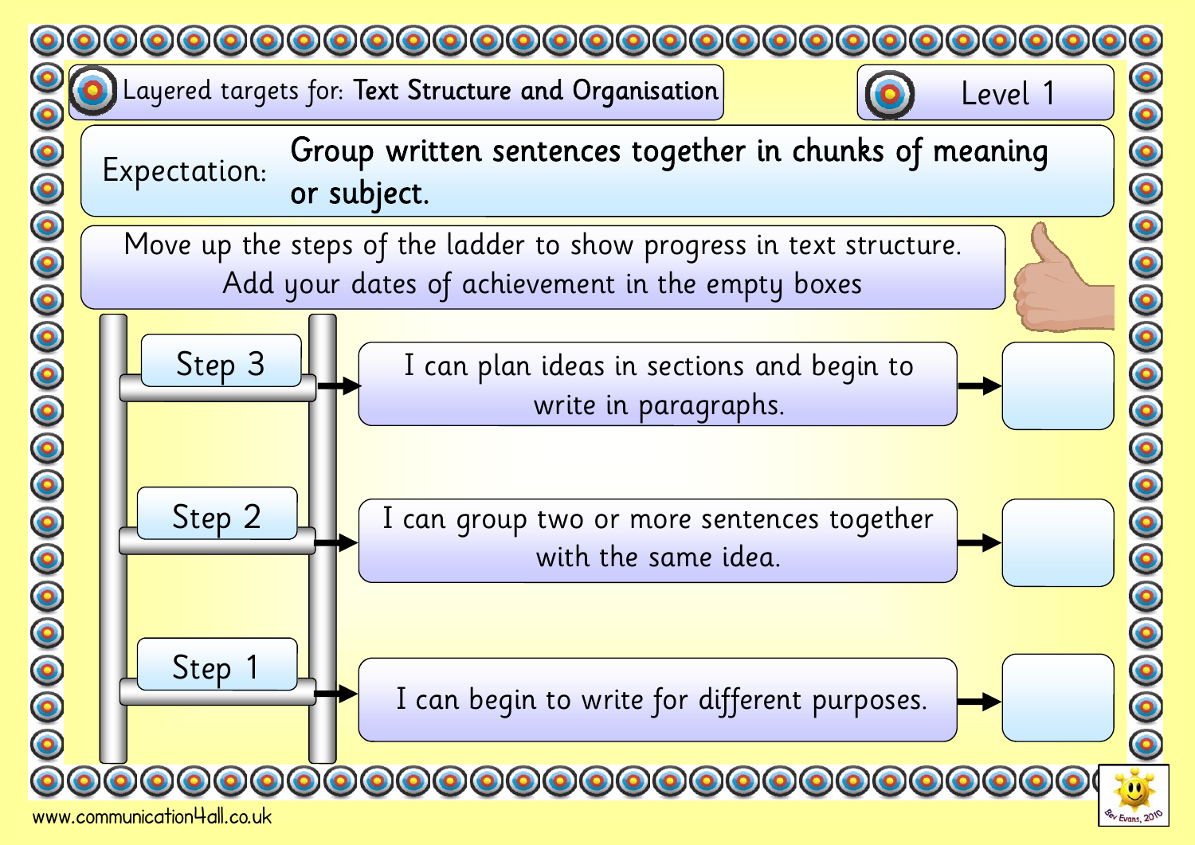# Layered targets for: Text Structure and Organisation

## Level 1

**Expectation:** Group written sentences together in chunks of meaning or subject.

Move up the steps of the ladder to show progress in text structure.
Add your dates of achievement in the empty boxes

| Step | Target | Date of achievement |
| --- | --- | --- |
| Step 3 | I can plan ideas in sections and begin to write in paragraphs. | |
| Step 2 | I can group two or more sentences together with the same idea. | |
| Step 1 | I can begin to write for different purposes. | |

www.communication4all.co.uk

Bev Evans, 2010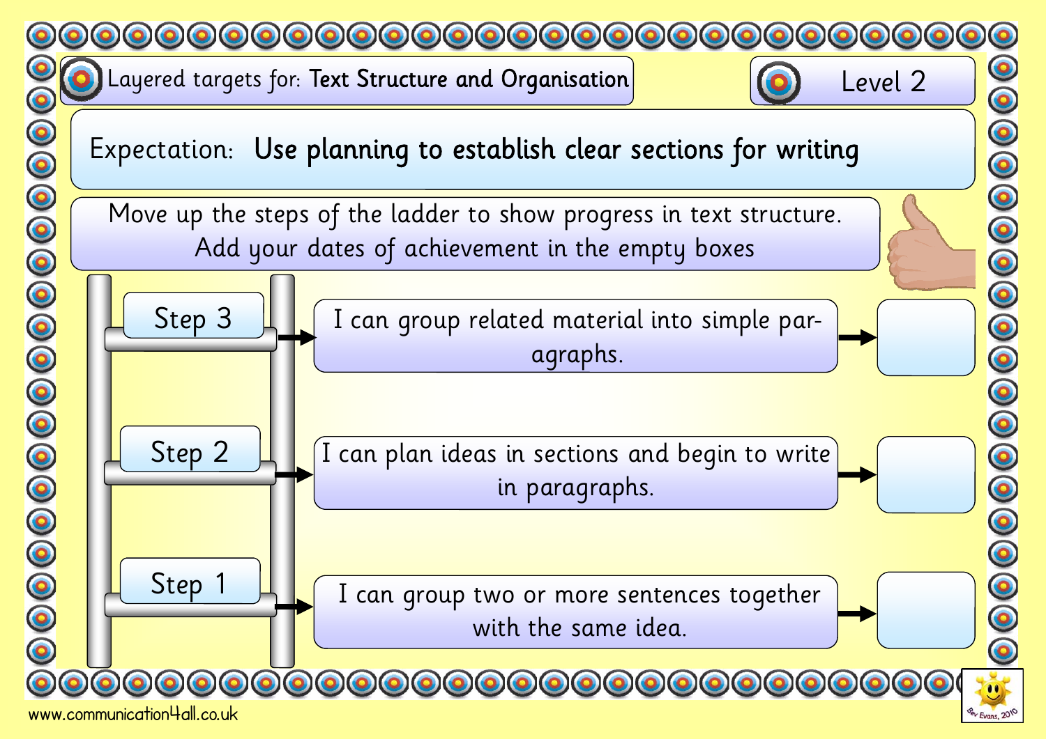Layered targets for: **Text Structure and Organisation**

**Level 2**

Expectation: **Use planning to establish clear sections for writing**

Move up the steps of the ladder to show progress in text structure.
Add your dates of achievement in the empty boxes

| Step | Target | Date |
|---|---|---|
| Step 3 | I can group related material into simple paragraphs. | |
| Step 2 | I can plan ideas in sections and begin to write in paragraphs. | |
| Step 1 | I can group two or more sentences together with the same idea. | |

www.communication4all.co.uk

Bev Evans, 2010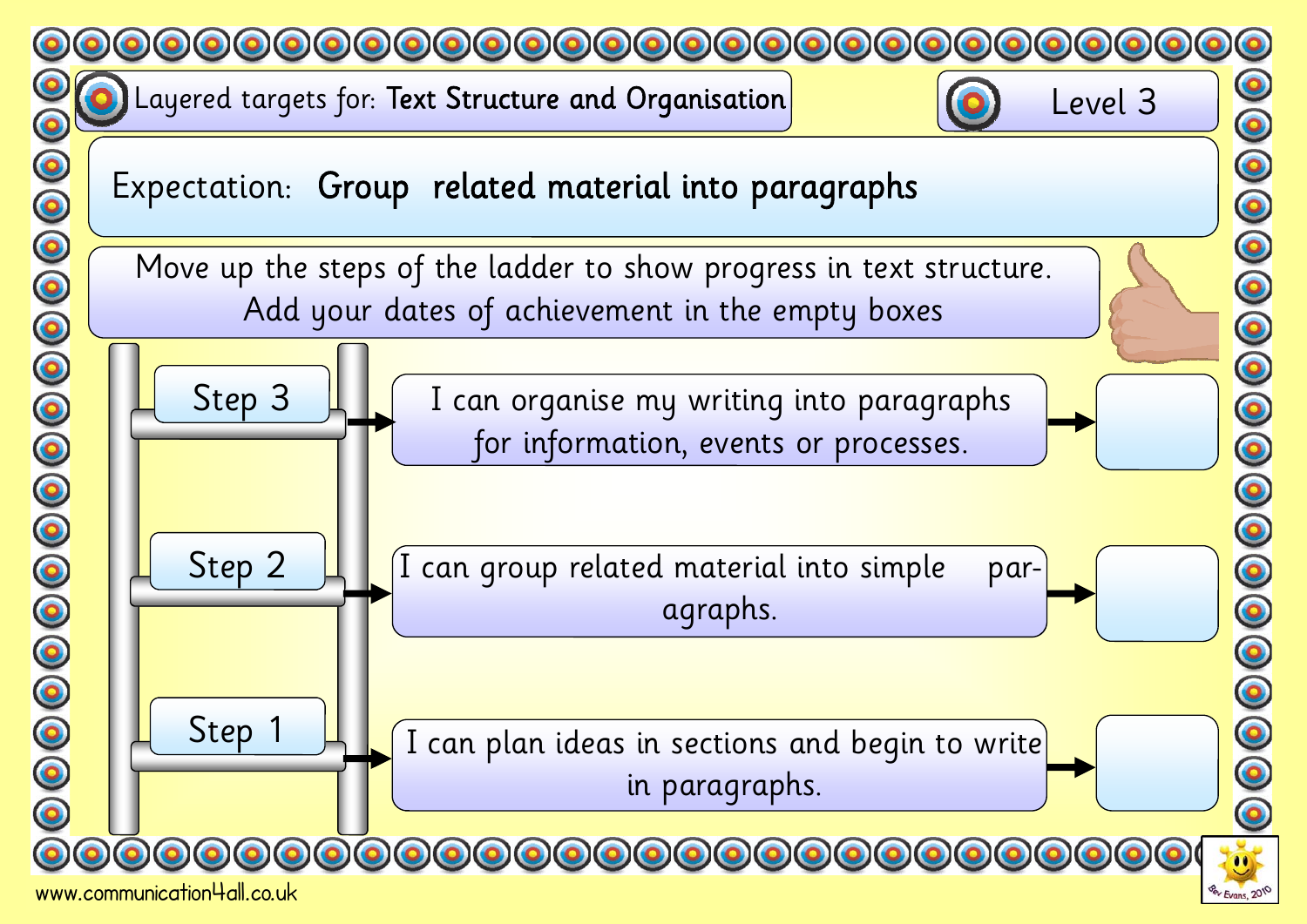Layered targets for: **Text Structure and Organisation**

Level 3

Expectation: **Group related material into paragraphs**

Move up the steps of the ladder to show progress in text structure. Add your dates of achievement in the empty boxes

| Step | Target | Date |
| --- | --- | --- |
| Step 3 | I can organise my writing into paragraphs for information, events or processes. | |
| Step 2 | I can group related material into simple paragraphs. | |
| Step 1 | I can plan ideas in sections and begin to write in paragraphs. | |

www.communication4all.co.uk

Bev Evans, 2010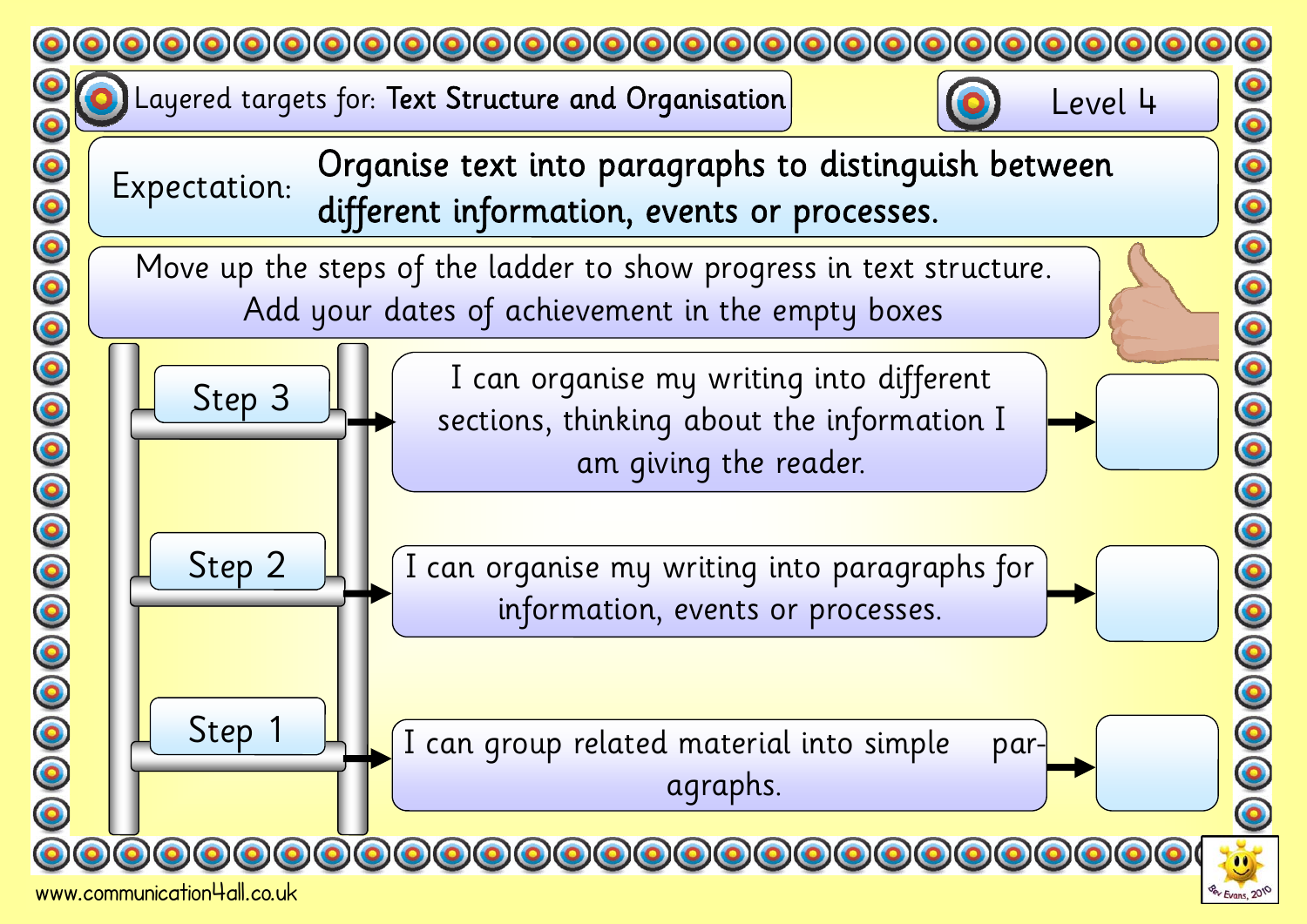# Layered targets for: **Text Structure and Organisation**

## Level 4

**Expectation:** **Organise text into paragraphs to distinguish between different information, events or processes.**

Move up the steps of the ladder to show progress in text structure.
Add your dates of achievement in the empty boxes

| Step | Target | Date |
| --- | --- | --- |
| Step 3 | I can organise my writing into different sections, thinking about the information I am giving the reader. | |
| Step 2 | I can organise my writing into paragraphs for information, events or processes. | |
| Step 1 | I can group related material into simple paragraphs. | |

www.communication4all.co.uk

Bev Evans, 2010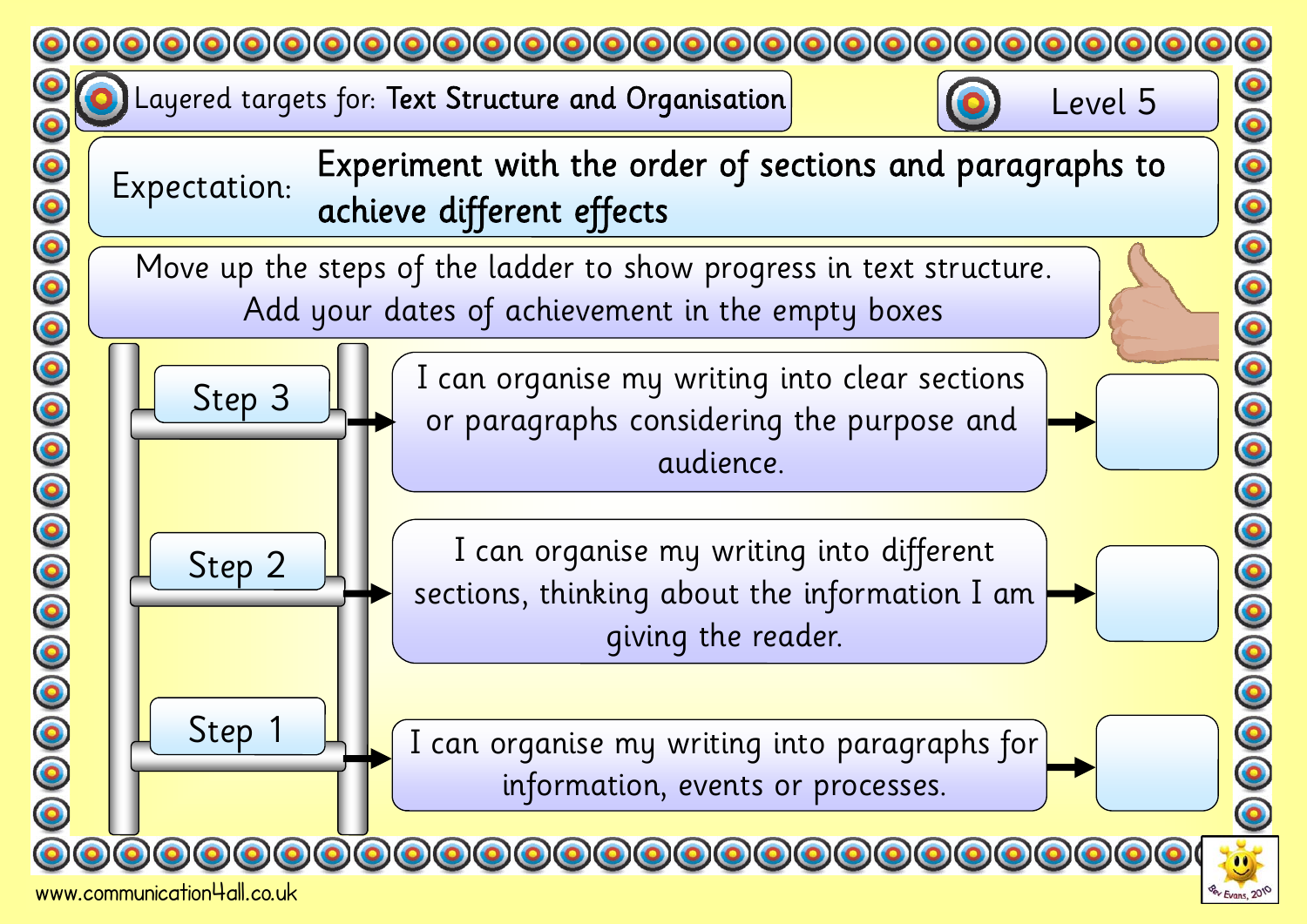Layered targets for: **Text Structure and Organisation**

Level 5

Expectation: **Experiment with the order of sections and paragraphs to achieve different effects**

Move up the steps of the ladder to show progress in text structure.
Add your dates of achievement in the empty boxes

| Step | Target | Date |
| --- | --- | --- |
| Step 3 | I can organise my writing into clear sections or paragraphs considering the purpose and audience. | |
| Step 2 | I can organise my writing into different sections, thinking about the information I am giving the reader. | |
| Step 1 | I can organise my writing into paragraphs for information, events or processes. | |

www.communication4all.co.uk

Bev Evans, 2010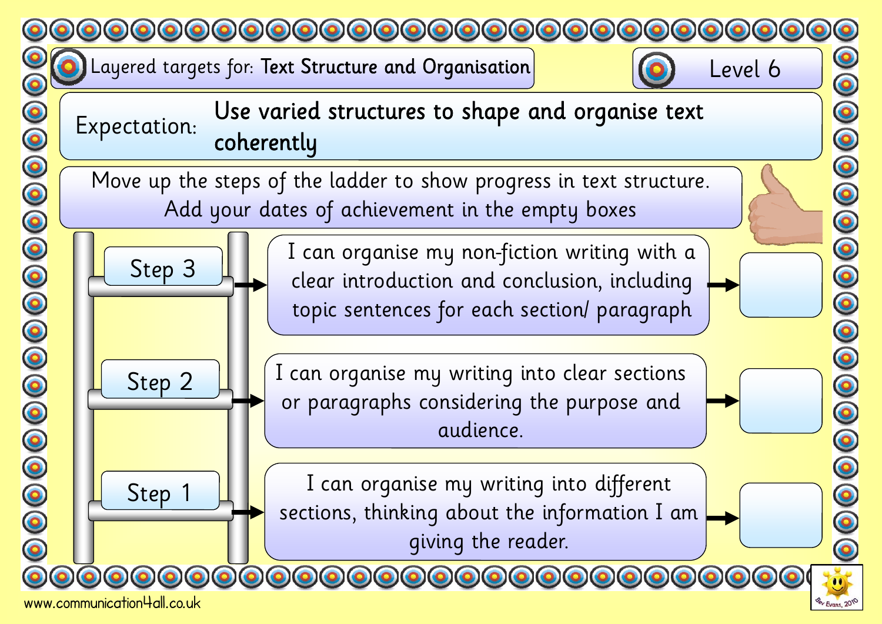Layered targets for: **Text Structure and Organisation**

Level 6

Expectation: **Use varied structures to shape and organise text coherently**

Move up the steps of the ladder to show progress in text structure. Add your dates of achievement in the empty boxes

| | | |
|---|---|---|
| Step 3 | I can organise my non-fiction writing with a clear introduction and conclusion, including topic sentences for each section/ paragraph | |
| Step 2 | I can organise my writing into clear sections or paragraphs considering the purpose and audience. | |
| Step 1 | I can organise my writing into different sections, thinking about the information I am giving the reader. | |

www.communication4all.co.uk

Bev Evans, 2010